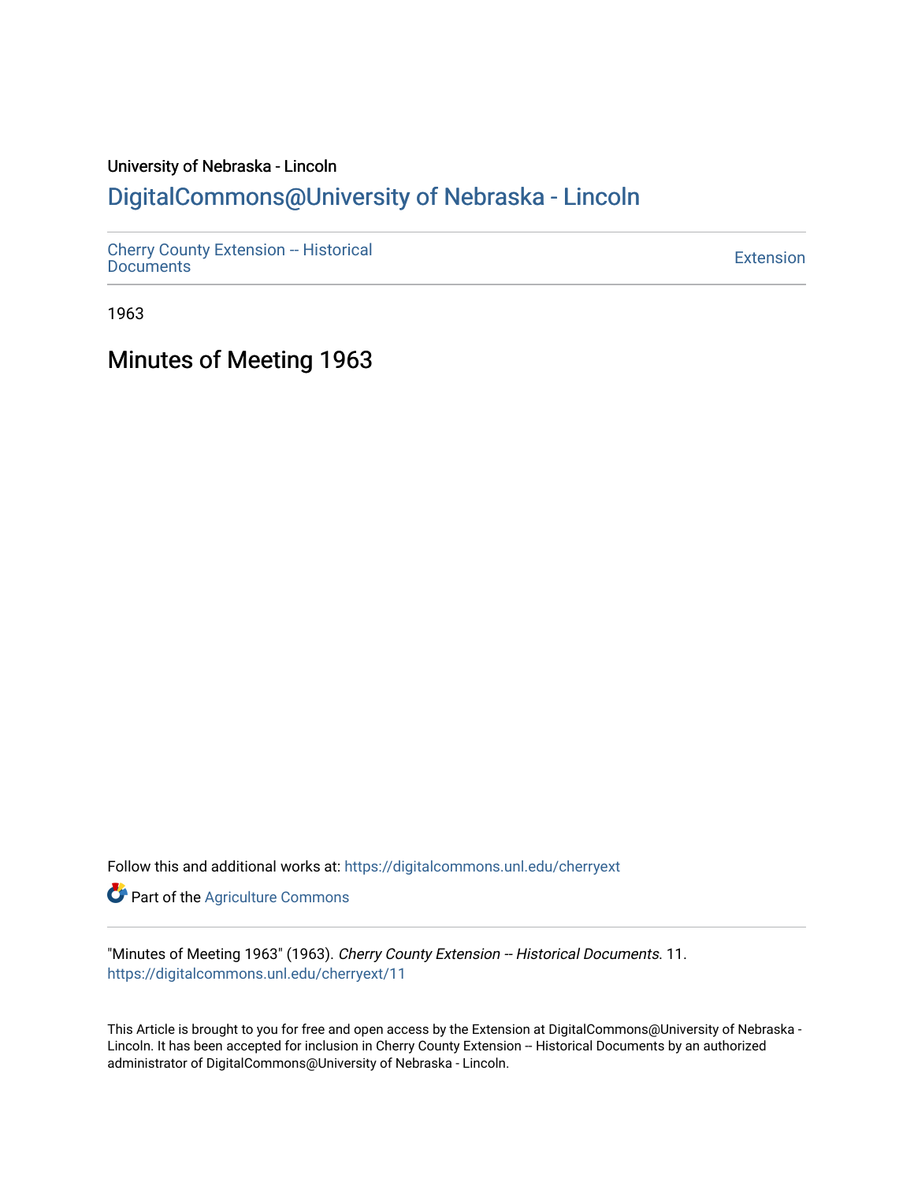University of Nebraska - Lincoln

## DigitalCommons@University of Nebraska - Lincoln

Cherry County Extension -- Historical Documents

Extension

1963

# Minutes of Meeting 1963

Follow this and additional works at: https://digitalcommons.unl.edu/cherryext

Part of the Agriculture Commons

"Minutes of Meeting 1963" (1963). *Cherry County Extension -- Historical Documents*. 11.
https://digitalcommons.unl.edu/cherryext/11

This Article is brought to you for free and open access by the Extension at DigitalCommons@University of Nebraska - Lincoln. It has been accepted for inclusion in Cherry County Extension -- Historical Documents by an authorized administrator of DigitalCommons@University of Nebraska - Lincoln.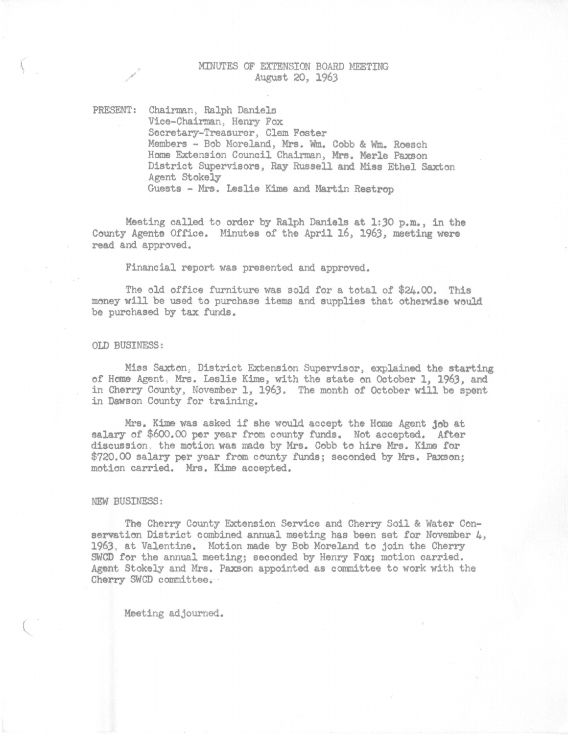# MINUTES OF EXTENSION BOARD MEETING
August 20, 1963

PRESENT: Chairman, Ralph Daniels
Vice-Chairman, Henry Fox
Secretary-Treasurer, Clem Foster
Members - Bob Moreland, Mrs. Wm. Cobb & Wm. Roesch
Home Extension Council Chairman, Mrs. Merle Paxson
District Supervisors, Ray Russell and Miss Ethel Saxton
Agent Stokely
Guests - Mrs. Leslie Kime and Martin Restrop

Meeting called to order by Ralph Daniels at 1:30 p.m., in the County Agents Office. Minutes of the April 16, 1963, meeting were read and approved.

Financial report was presented and approved.

The old office furniture was sold for a total of $24.00. This money will be used to purchase items and supplies that otherwise would be purchased by tax funds.

## OLD BUSINESS:

Miss Saxton, District Extension Supervisor, explained the starting of Home Agent, Mrs. Leslie Kime, with the state on October 1, 1963, and in Cherry County, November 1, 1963. The month of October will be spent in Dawson County for training.

Mrs. Kime was asked if she would accept the Home Agent job at salary of $600.00 per year from county funds. Not accepted. After discussion, the motion was made by Mrs. Cobb to hire Mrs. Kime for $720.00 salary per year from county funds; seconded by Mrs. Paxson; motion carried. Mrs. Kime accepted.

## NEW BUSINESS:

The Cherry County Extension Service and Cherry Soil & Water Conservation District combined annual meeting has been set for November 4, 1963, at Valentine. Motion made by Bob Moreland to join the Cherry SWCD for the annual meeting; seconded by Henry Fox; motion carried. Agent Stokely and Mrs. Paxson appointed as committee to work with the Cherry SWCD committee.

Meeting adjourned.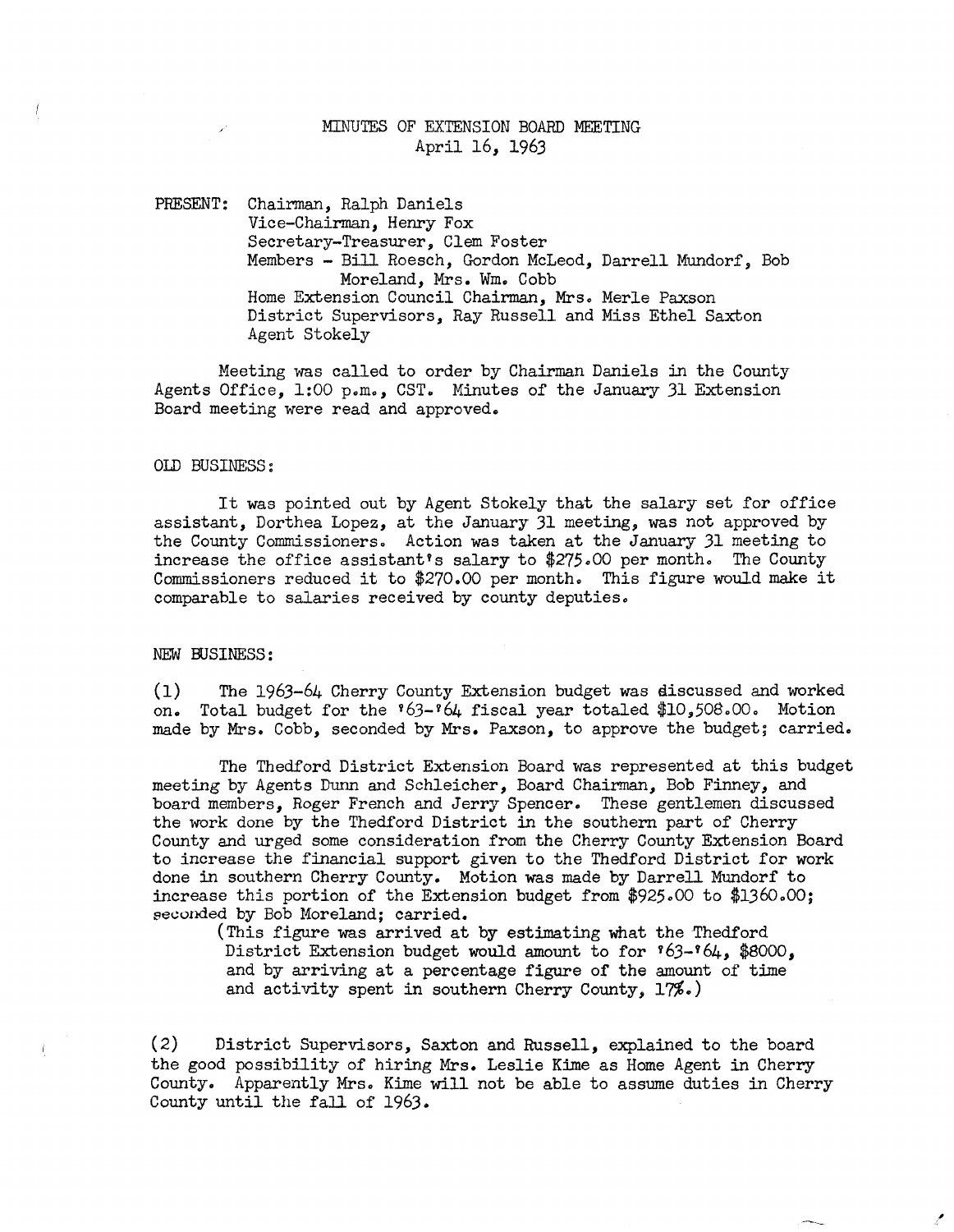# MINUTES OF EXTENSION BOARD MEETING
April 16, 1963

PRESENT: Chairman, Ralph Daniels
Vice-Chairman, Henry Fox
Secretary-Treasurer, Clem Foster
Members - Bill Roesch, Gordon McLeod, Darrell Mundorf, Bob Moreland, Mrs. Wm. Cobb
Home Extension Council Chairman, Mrs. Merle Paxson
District Supervisors, Ray Russell and Miss Ethel Saxton
Agent Stokely

Meeting was called to order by Chairman Daniels in the County Agents Office, 1:00 p.m., CST. Minutes of the January 31 Extension Board meeting were read and approved.

OLD BUSINESS:

It was pointed out by Agent Stokely that the salary set for office assistant, Dorthea Lopez, at the January 31 meeting, was not approved by the County Commissioners. Action was taken at the January 31 meeting to increase the office assistant's salary to $275.00 per month. The County Commissioners reduced it to $270.00 per month. This figure would make it comparable to salaries received by county deputies.

NEW BUSINESS:

(1) The 1963-64 Cherry County Extension budget was discussed and worked on. Total budget for the '63-'64 fiscal year totaled $10,508.00. Motion made by Mrs. Cobb, seconded by Mrs. Paxson, to approve the budget; carried.

The Thedford District Extension Board was represented at this budget meeting by Agents Dunn and Schleicher, Board Chairman, Bob Finney, and board members, Roger French and Jerry Spencer. These gentlemen discussed the work done by the Thedford District in the southern part of Cherry County and urged some consideration from the Cherry County Extension Board to increase the financial support given to the Thedford District for work done in southern Cherry County. Motion was made by Darrell Mundorf to increase this portion of the Extension budget from $925.00 to $1360.00; seconded by Bob Moreland; carried.

(This figure was arrived at by estimating what the Thedford District Extension budget would amount to for '63-'64, $8000, and by arriving at a percentage figure of the amount of time and activity spent in southern Cherry County, 17%.)

(2) District Supervisors, Saxton and Russell, explained to the board the good possibility of hiring Mrs. Leslie Kime as Home Agent in Cherry County. Apparently Mrs. Kime will not be able to assume duties in Cherry County until the fall of 1963.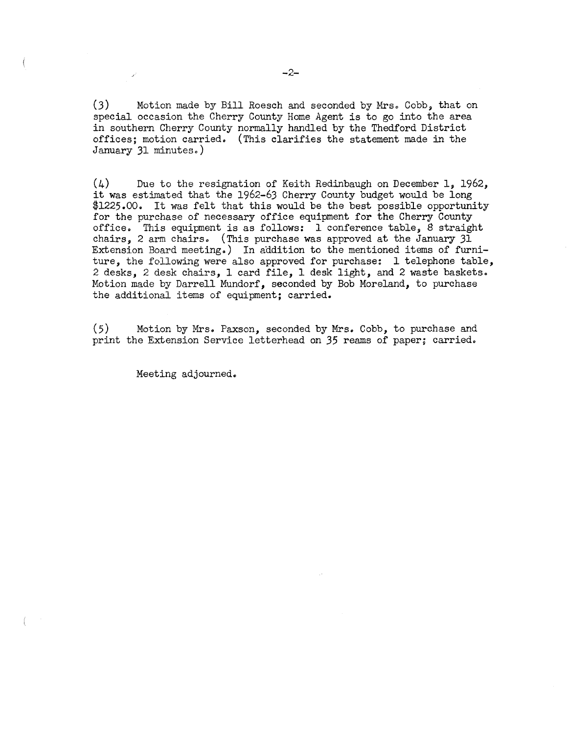(3) Motion made by Bill Roesch and seconded by Mrs. Cobb, that on special occasion the Cherry County Home Agent is to go into the area in southern Cherry County normally handled by the Thedford District offices; motion carried. (This clarifies the statement made in the January 31 minutes.)

(4) Due to the resignation of Keith Redinbaugh on December 1, 1962, it was estimated that the 1962-63 Cherry County budget would be long $1225.00. It was felt that this would be the best possible opportunity for the purchase of necessary office equipment for the Cherry County office. This equipment is as follows: 1 conference table, 8 straight chairs, 2 arm chairs. (This purchase was approved at the January 31 Extension Board meeting.) In addition to the mentioned items of furniture, the following were also approved for purchase: 1 telephone table, 2 desks, 2 desk chairs, 1 card file, 1 desk light, and 2 waste baskets. Motion made by Darrell Mundorf, seconded by Bob Moreland, to purchase the additional items of equipment; carried.

(5) Motion by Mrs. Paxson, seconded by Mrs. Cobb, to purchase and print the Extension Service letterhead on 35 reams of paper; carried.

Meeting adjourned.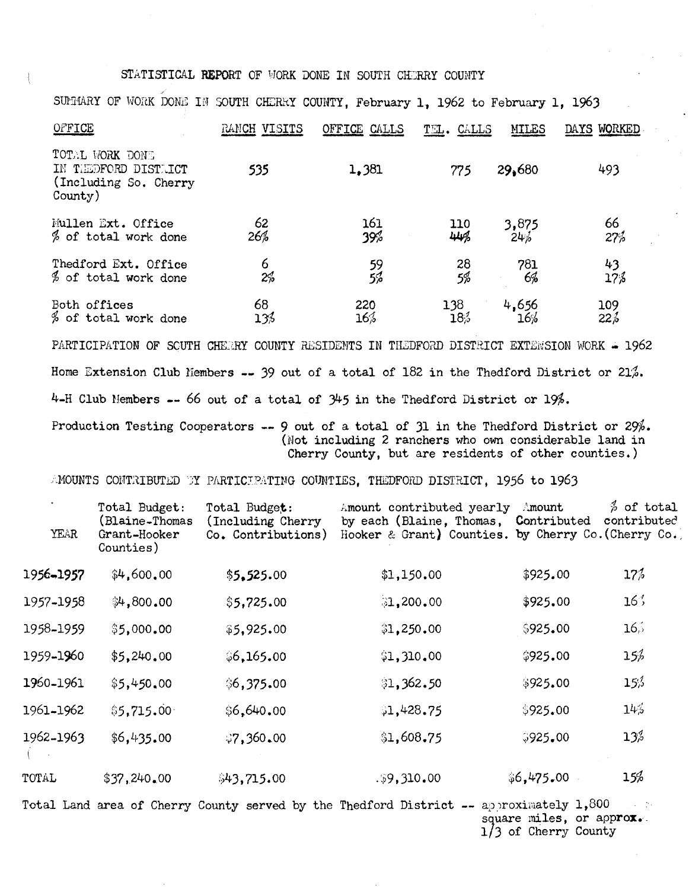# STATISTICAL REPORT OF WORK DONE IN SOUTH CHERRY COUNTY

SUMMARY OF WORK DONE IN SOUTH CHERRY COUNTY, February 1, 1962 to February 1, 1963

| OFFICE | RANCH VISITS | OFFICE CALLS | TEL. CALLS | MILES | DAYS WORKED |
|---|---|---|---|---|---|
| TOTAL WORK DONE IN THEDFORD DISTRICT (Including So. Cherry County) | 535 | 1,381 | 775 | 29,680 | 493 |
| Mullen Ext. Office | 62 | 161 | 110 | 3,875 | 66 |
| % of total work done | 26% | 39% | 44% | 24% | 27% |
| Thedford Ext. Office | 6 | 59 | 28 | 781 | 43 |
| % of total work done | 2% | 5% | 5% | 6% | 17% |
| Both offices | 68 | 220 | 138 | 4,656 | 109 |
| % of total work done | 13% | 16% | 18% | 16% | 22% |

PARTICIPATION OF SOUTH CHERRY COUNTY RESIDENTS IN THEDFORD DISTRICT EXTENSION WORK - 1962

Home Extension Club Members -- 39 out of a total of 182 in the Thedford District or 21%.

4-H Club Members -- 66 out of a total of 345 in the Thedford District or 19%.

Production Testing Cooperators -- 9 out of a total of 31 in the Thedford District or 29%. (Not including 2 ranchers who own considerable land in Cherry County, but are residents of other counties.)

AMOUNTS CONTRIBUTED BY PARTICIPATING COUNTIES, THEDFORD DISTRICT, 1956 to 1963

| YEAR | Total Budget: (Blaine-Thomas Grant-Hooker Counties) | Total Budget: (Including Cherry Co. Contributions) | Amount contributed yearly by each (Blaine, Thomas, Hooker & Grant) Counties. | Amount Contributed by Cherry Co. | % of total contributed (Cherry Co.) |
|---|---|---|---|---|---|
| 1956-1957 | $4,600.00 | $5,525.00 | $1,150.00 | $925.00 | 17% |
| 1957-1958 | $4,800.00 | $5,725.00 | $1,200.00 | $925.00 | 16% |
| 1958-1959 | $5,000.00 | $5,925.00 | $1,250.00 | $925.00 | 16% |
| 1959-1960 | $5,240.00 | $6,165.00 | $1,310.00 | $925.00 | 15% |
| 1960-1961 | $5,450.00 | $6,375.00 | $1,362.50 | $925.00 | 15% |
| 1961-1962 | $5,715.00 | $6,640.00 | $1,428.75 | $925.00 | 14% |
| 1962-1963 | $6,435.00 | $7,360.00 | $1,608.75 | $925.00 | 13% |
| TOTAL | $37,240.00 | $43,715.00 | $9,310.00 | $6,475.00 | 15% |

Total Land area of Cherry County served by the Thedford District -- approximately 1,800 square miles, or approx. 1/3 of Cherry County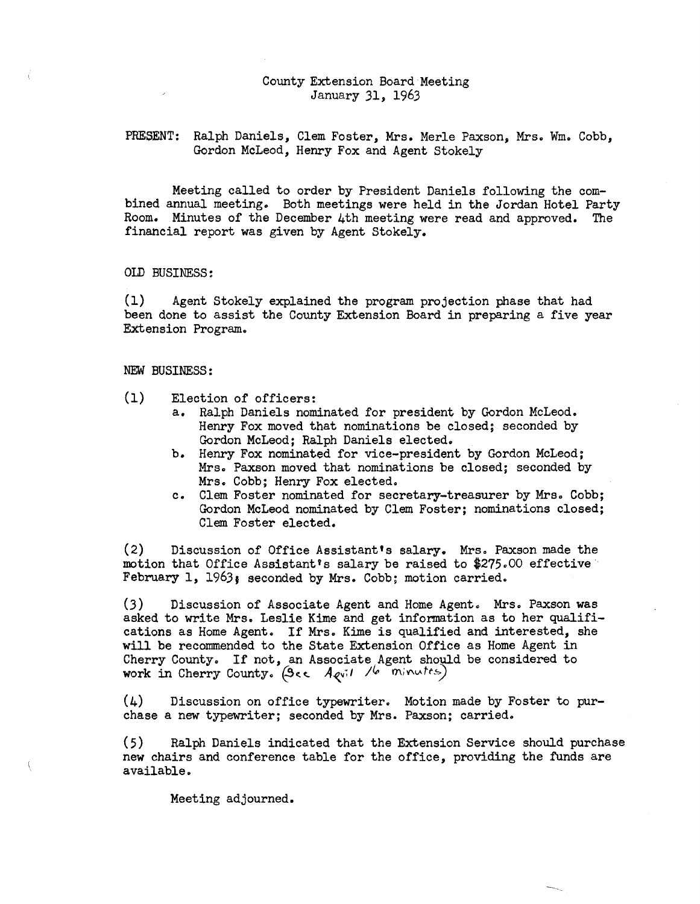County Extension Board Meeting
January 31, 1963

PRESENT: Ralph Daniels, Clem Foster, Mrs. Merle Paxson, Mrs. Wm. Cobb, Gordon McLeod, Henry Fox and Agent Stokely

Meeting called to order by President Daniels following the combined annual meeting. Both meetings were held in the Jordan Hotel Party Room. Minutes of the December 4th meeting were read and approved. The financial report was given by Agent Stokely.

OLD BUSINESS:

(1) Agent Stokely explained the program projection phase that had been done to assist the County Extension Board in preparing a five year Extension Program.

NEW BUSINESS:

(1) Election of officers:
   a. Ralph Daniels nominated for president by Gordon McLeod. Henry Fox moved that nominations be closed; seconded by Gordon McLeod; Ralph Daniels elected.
   b. Henry Fox nominated for vice-president by Gordon McLeod; Mrs. Paxson moved that nominations be closed; seconded by Mrs. Cobb; Henry Fox elected.
   c. Clem Foster nominated for secretary-treasurer by Mrs. Cobb; Gordon McLeod nominated by Clem Foster; nominations closed; Clem Foster elected.

(2) Discussion of Office Assistant's salary. Mrs. Paxson made the motion that Office Assistant's salary be raised to $275.00 effective February 1, 1963; seconded by Mrs. Cobb; motion carried.

(3) Discussion of Associate Agent and Home Agent. Mrs. Paxson was asked to write Mrs. Leslie Kime and get information as to her qualifications as Home Agent. If Mrs. Kime is qualified and interested, she will be recommended to the State Extension Office as Home Agent in Cherry County. If not, an Associate Agent should be considered to work in Cherry County. (See April 16 minutes)

(4) Discussion on office typewriter. Motion made by Foster to purchase a new typewriter; seconded by Mrs. Paxson; carried.

(5) Ralph Daniels indicated that the Extension Service should purchase new chairs and conference table for the office, providing the funds are available.

Meeting adjourned.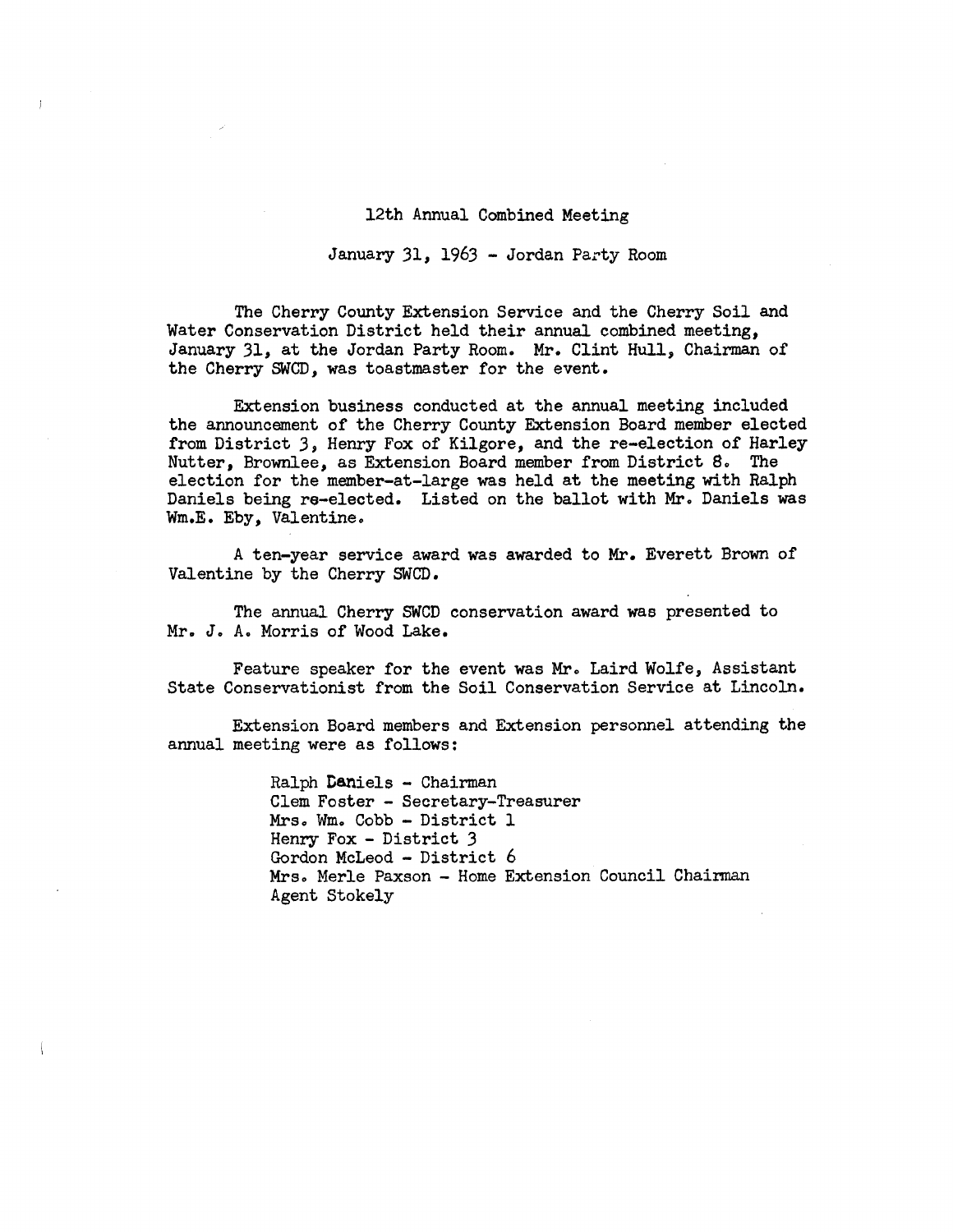## 12th Annual Combined Meeting

January 31, 1963 - Jordan Party Room

The Cherry County Extension Service and the Cherry Soil and Water Conservation District held their annual combined meeting, January 31, at the Jordan Party Room. Mr. Clint Hull, Chairman of the Cherry SWCD, was toastmaster for the event.

Extension business conducted at the annual meeting included the announcement of the Cherry County Extension Board member elected from District 3, Henry Fox of Kilgore, and the re-election of Harley Nutter, Brownlee, as Extension Board member from District 8. The election for the member-at-large was held at the meeting with Ralph Daniels being re-elected. Listed on the ballot with Mr. Daniels was Wm.E. Eby, Valentine.

A ten-year service award was awarded to Mr. Everett Brown of Valentine by the Cherry SWCD.

The annual Cherry SWCD conservation award was presented to Mr. J. A. Morris of Wood Lake.

Feature speaker for the event was Mr. Laird Wolfe, Assistant State Conservationist from the Soil Conservation Service at Lincoln.

Extension Board members and Extension personnel attending the annual meeting were as follows:

Ralph Daniels - Chairman
Clem Foster - Secretary-Treasurer
Mrs. Wm. Cobb - District 1
Henry Fox - District 3
Gordon McLeod - District 6
Mrs. Merle Paxson - Home Extension Council Chairman
Agent Stokely